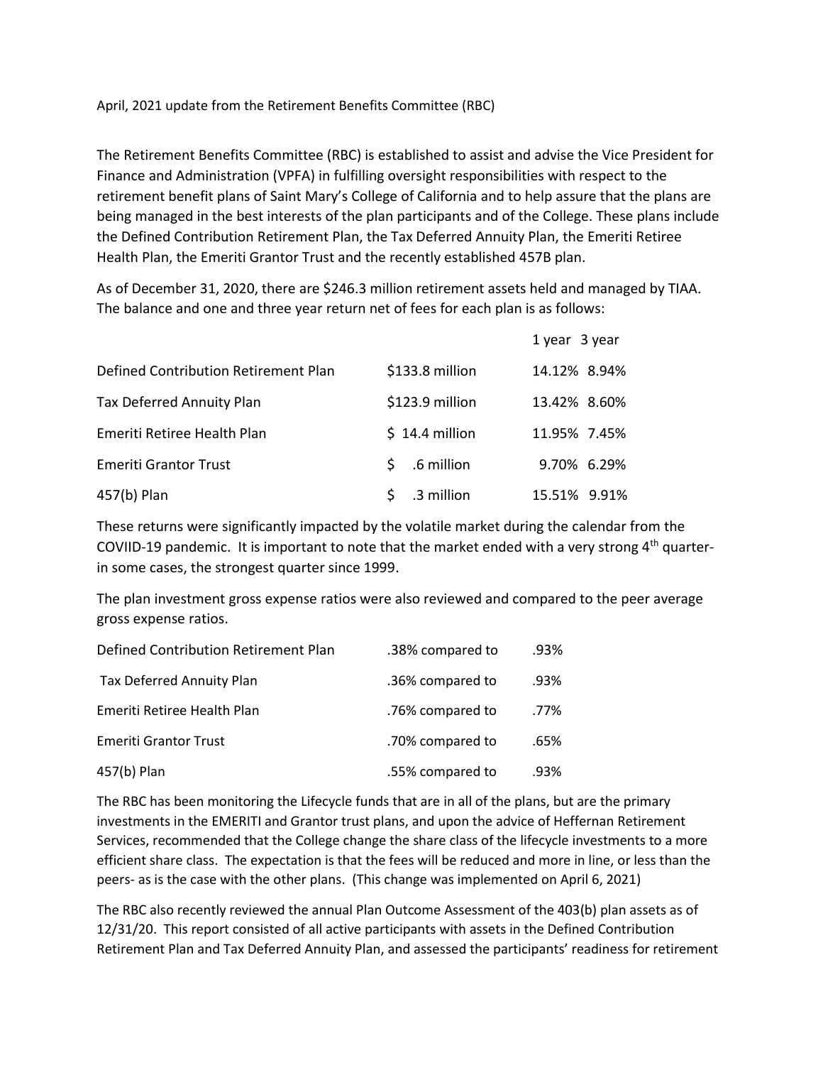April, 2021 update from the Retirement Benefits Committee (RBC)

The Retirement Benefits Committee (RBC) is established to assist and advise the Vice President for Finance and Administration (VPFA) in fulfilling oversight responsibilities with respect to the retirement benefit plans of Saint Mary's College of California and to help assure that the plans are being managed in the best interests of the plan participants and of the College. These plans include the Defined Contribution Retirement Plan, the Tax Deferred Annuity Plan, the Emeriti Retiree Health Plan, the Emeriti Grantor Trust and the recently established 457B plan.

As of December 31, 2020, there are $246.3 million retirement assets held and managed by TIAA. The balance and one and three year return net of fees for each plan is as follows:

| | | 1 year | 3 year |
|---|---|---|---|
| Defined Contribution Retirement Plan | $133.8 million | 14.12% | 8.94% |
| Tax Deferred Annuity Plan | $123.9 million | 13.42% | 8.60% |
| Emeriti Retiree Health Plan | $ 14.4 million | 11.95% | 7.45% |
| Emeriti Grantor Trust | $ .6 million | 9.70% | 6.29% |
| 457(b) Plan | $ .3 million | 15.51% | 9.91% |

These returns were significantly impacted by the volatile market during the calendar from the COVIID-19 pandemic. It is important to note that the market ended with a very strong 4th quarter- in some cases, the strongest quarter since 1999.

The plan investment gross expense ratios were also reviewed and compared to the peer average gross expense ratios.

| | | |
|---|---|---|
| Defined Contribution Retirement Plan | .38% compared to | .93% |
| Tax Deferred Annuity Plan | .36% compared to | .93% |
| Emeriti Retiree Health Plan | .76% compared to | .77% |
| Emeriti Grantor Trust | .70% compared to | .65% |
| 457(b) Plan | .55% compared to | .93% |

The RBC has been monitoring the Lifecycle funds that are in all of the plans, but are the primary investments in the EMERITI and Grantor trust plans, and upon the advice of Heffernan Retirement Services, recommended that the College change the share class of the lifecycle investments to a more efficient share class. The expectation is that the fees will be reduced and more in line, or less than the peers- as is the case with the other plans. (This change was implemented on April 6, 2021)

The RBC also recently reviewed the annual Plan Outcome Assessment of the 403(b) plan assets as of 12/31/20. This report consisted of all active participants with assets in the Defined Contribution Retirement Plan and Tax Deferred Annuity Plan, and assessed the participants' readiness for retirement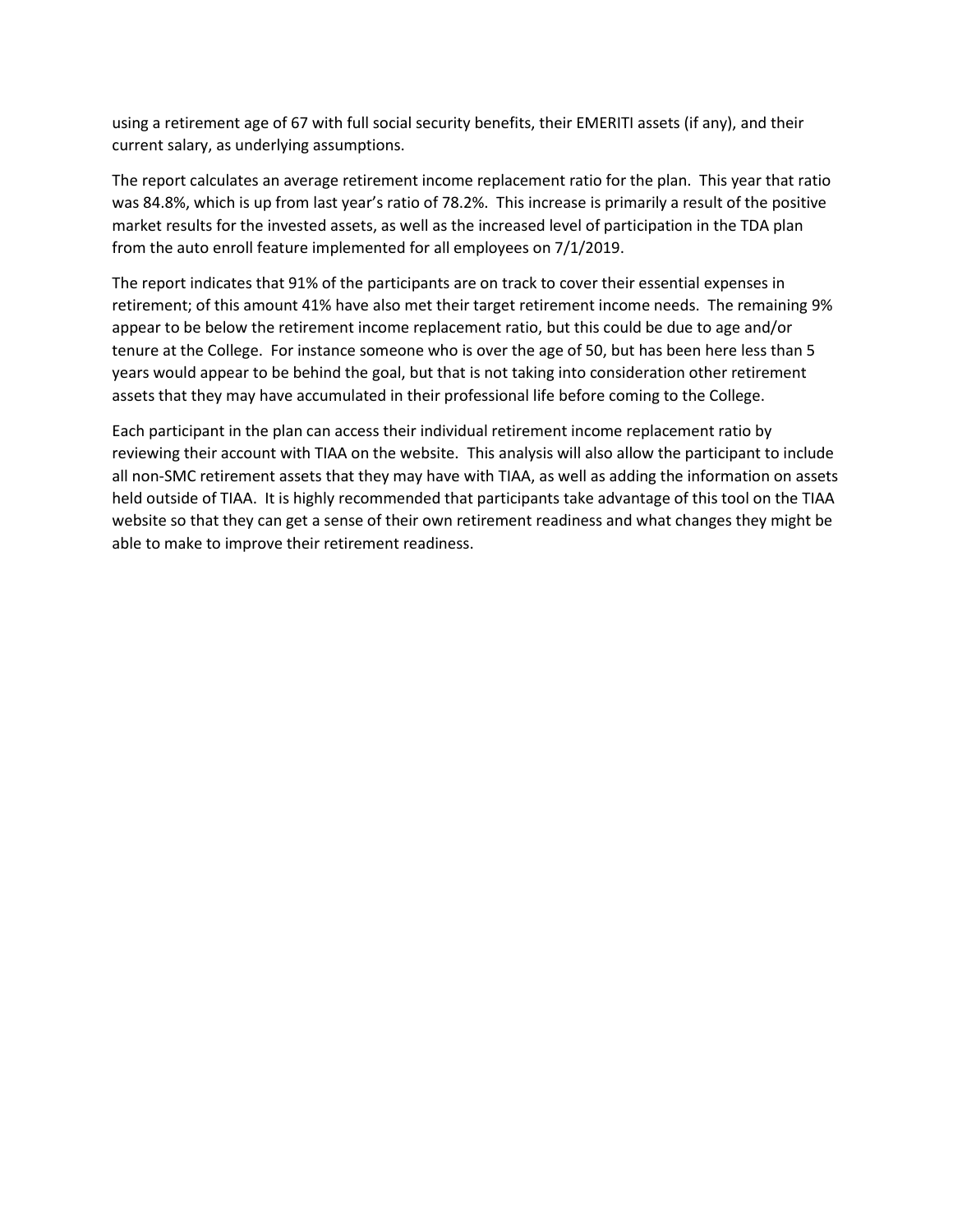using a retirement age of 67 with full social security benefits, their EMERITI assets (if any), and their current salary, as underlying assumptions.

The report calculates an average retirement income replacement ratio for the plan. This year that ratio was 84.8%, which is up from last year's ratio of 78.2%. This increase is primarily a result of the positive market results for the invested assets, as well as the increased level of participation in the TDA plan from the auto enroll feature implemented for all employees on 7/1/2019.

The report indicates that 91% of the participants are on track to cover their essential expenses in retirement; of this amount 41% have also met their target retirement income needs. The remaining 9% appear to be below the retirement income replacement ratio, but this could be due to age and/or tenure at the College. For instance someone who is over the age of 50, but has been here less than 5 years would appear to be behind the goal, but that is not taking into consideration other retirement assets that they may have accumulated in their professional life before coming to the College.

Each participant in the plan can access their individual retirement income replacement ratio by reviewing their account with TIAA on the website. This analysis will also allow the participant to include all non-SMC retirement assets that they may have with TIAA, as well as adding the information on assets held outside of TIAA. It is highly recommended that participants take advantage of this tool on the TIAA website so that they can get a sense of their own retirement readiness and what changes they might be able to make to improve their retirement readiness.